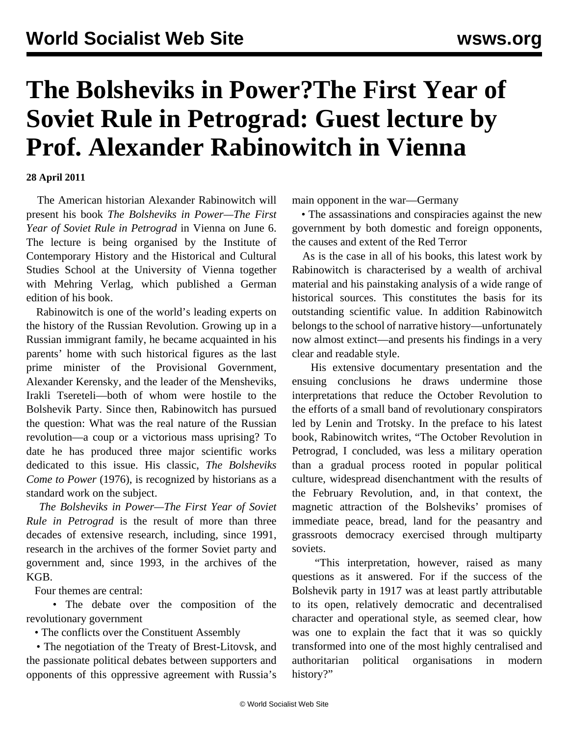# The Bolsheviks in Power?The First Year of Soviet Rule in Petrograd: Guest lecture by Prof. Alexander Rabinowitch in Vienna

**28 April 2011**

The American historian Alexander Rabinowitch will present his book *The Bolsheviks in Power—The First Year of Soviet Rule in Petrograd* in Vienna on June 6. The lecture is being organised by the Institute of Contemporary History and the Historical and Cultural Studies School at the University of Vienna together with Mehring Verlag, which published a German edition of his book.

Rabinowitch is one of the world's leading experts on the history of the Russian Revolution. Growing up in a Russian immigrant family, he became acquainted in his parents' home with such historical figures as the last prime minister of the Provisional Government, Alexander Kerensky, and the leader of the Mensheviks, Irakli Tsereteli—both of whom were hostile to the Bolshevik Party. Since then, Rabinowitch has pursued the question: What was the real nature of the Russian revolution—a coup or a victorious mass uprising? To date he has produced three major scientific works dedicated to this issue. His classic, *The Bolsheviks Come to Power* (1976), is recognized by historians as a standard work on the subject.

*The Bolsheviks in Power—The First Year of Soviet Rule in Petrograd* is the result of more than three decades of extensive research, including, since 1991, research in the archives of the former Soviet party and government and, since 1993, in the archives of the KGB.

Four themes are central:

- The debate over the composition of the revolutionary government
- The conflicts over the Constituent Assembly
- The negotiation of the Treaty of Brest-Litovsk, and the passionate political debates between supporters and opponents of this oppressive agreement with Russia's main opponent in the war—Germany
- The assassinations and conspiracies against the new government by both domestic and foreign opponents, the causes and extent of the Red Terror

As is the case in all of his books, this latest work by Rabinowitch is characterised by a wealth of archival material and his painstaking analysis of a wide range of historical sources. This constitutes the basis for its outstanding scientific value. In addition Rabinowitch belongs to the school of narrative history—unfortunately now almost extinct—and presents his findings in a very clear and readable style.

His extensive documentary presentation and the ensuing conclusions he draws undermine those interpretations that reduce the October Revolution to the efforts of a small band of revolutionary conspirators led by Lenin and Trotsky. In the preface to his latest book, Rabinowitch writes, "The October Revolution in Petrograd, I concluded, was less a military operation than a gradual process rooted in popular political culture, widespread disenchantment with the results of the February Revolution, and, in that context, the magnetic attraction of the Bolsheviks' promises of immediate peace, bread, land for the peasantry and grassroots democracy exercised through multiparty soviets.

"This interpretation, however, raised as many questions as it answered. For if the success of the Bolshevik party in 1917 was at least partly attributable to its open, relatively democratic and decentralised character and operational style, as seemed clear, how was one to explain the fact that it was so quickly transformed into one of the most highly centralised and authoritarian political organisations in modern history?"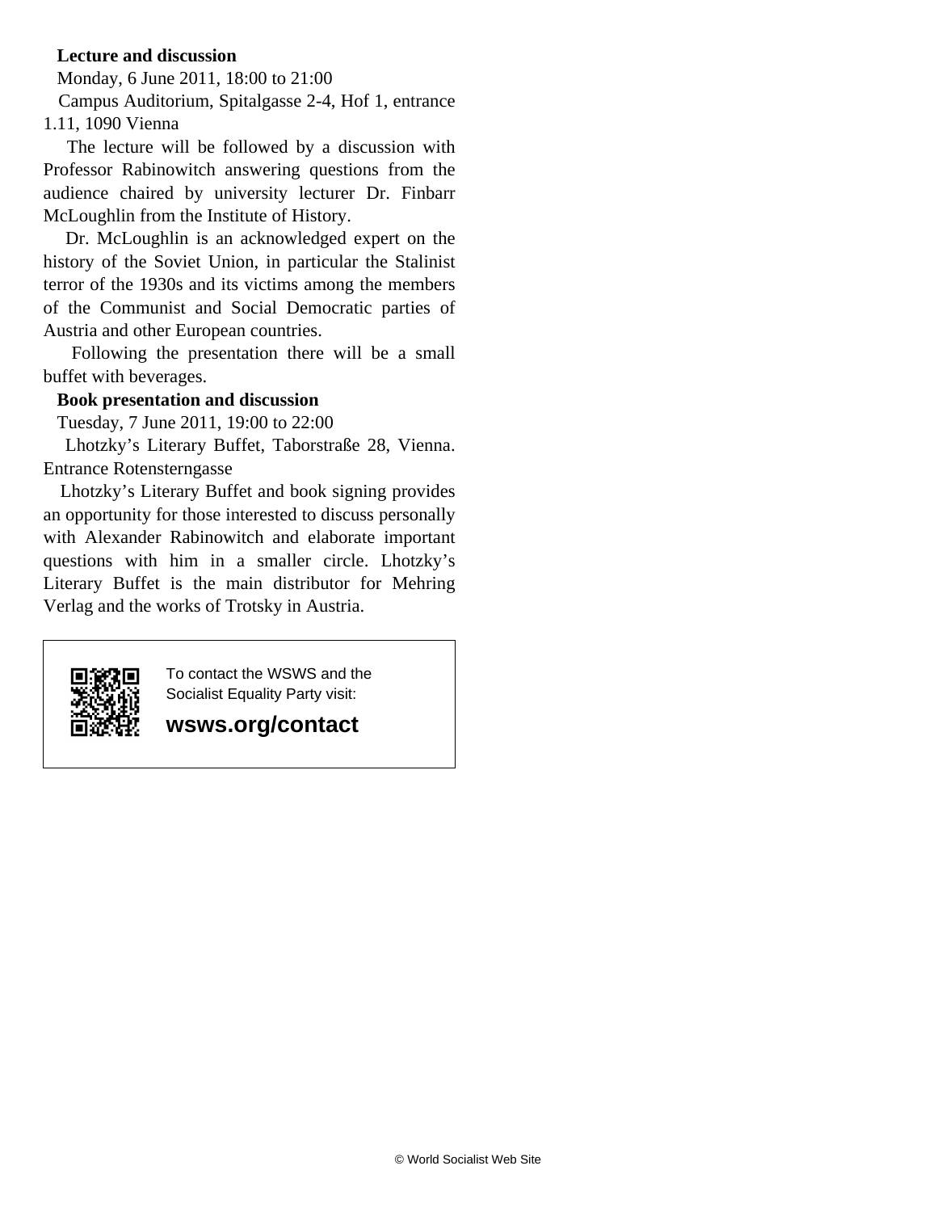**Lecture and discussion**

Monday, 6 June 2011, 18:00 to 21:00

Campus Auditorium, Spitalgasse 2-4, Hof 1, entrance 1.11, 1090 Vienna

The lecture will be followed by a discussion with Professor Rabinowitch answering questions from the audience chaired by university lecturer Dr. Finbarr McLoughlin from the Institute of History.

Dr. McLoughlin is an acknowledged expert on the history of the Soviet Union, in particular the Stalinist terror of the 1930s and its victims among the members of the Communist and Social Democratic parties of Austria and other European countries.

Following the presentation there will be a small buffet with beverages.

**Book presentation and discussion**

Tuesday, 7 June 2011, 19:00 to 22:00

Lhotzky's Literary Buffet, Taborstraße 28, Vienna. Entrance Rotensterngasse

Lhotzky's Literary Buffet and book signing provides an opportunity for those interested to discuss personally with Alexander Rabinowitch and elaborate important questions with him in a smaller circle. Lhotzky's Literary Buffet is the main distributor for Mehring Verlag and the works of Trotsky in Austria.

To contact the WSWS and the Socialist Equality Party visit:

**wsws.org/contact**